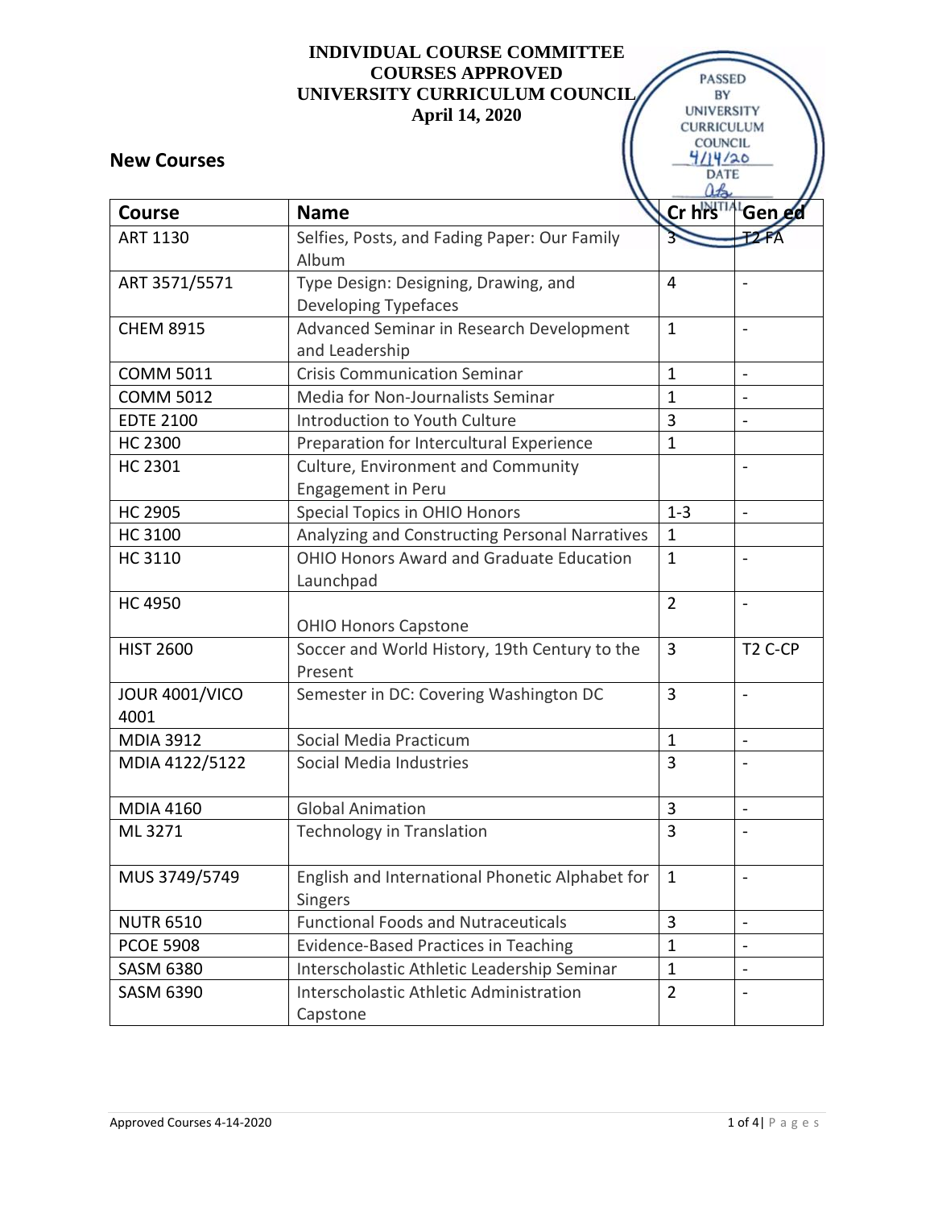**INDIVIDUAL COURSE COMMITTEE**
**COURSES APPROVED**
**UNIVERSITY CURRICULUM COUNCIL**
**April 14, 2020**

PASSED BY UNIVERSITY CURRICULUM COUNCIL 4/14/20 DATE INITIAL

## New Courses

| Course | Name | Cr hrs | Gen ed |
|---|---|---|---|
| ART 1130 | Selfies, Posts, and Fading Paper: Our Family Album | 3 | T2 FA |
| ART 3571/5571 | Type Design: Designing, Drawing, and Developing Typefaces | 4 | - |
| CHEM 8915 | Advanced Seminar in Research Development and Leadership | 1 | - |
| COMM 5011 | Crisis Communication Seminar | 1 | - |
| COMM 5012 | Media for Non-Journalists Seminar | 1 | - |
| EDTE 2100 | Introduction to Youth Culture | 3 | - |
| HC 2300 | Preparation for Intercultural Experience | 1 | |
| HC 2301 | Culture, Environment and Community Engagement in Peru | | - |
| HC 2905 | Special Topics in OHIO Honors | 1-3 | - |
| HC 3100 | Analyzing and Constructing Personal Narratives | 1 | |
| HC 3110 | OHIO Honors Award and Graduate Education Launchpad | 1 | - |
| HC 4950 | OHIO Honors Capstone | 2 | - |
| HIST 2600 | Soccer and World History, 19th Century to the Present | 3 | T2 C-CP |
| JOUR 4001/VICO 4001 | Semester in DC: Covering Washington DC | 3 | - |
| MDIA 3912 | Social Media Practicum | 1 | - |
| MDIA 4122/5122 | Social Media Industries | 3 | - |
| MDIA 4160 | Global Animation | 3 | - |
| ML 3271 | Technology in Translation | 3 | - |
| MUS 3749/5749 | English and International Phonetic Alphabet for Singers | 1 | - |
| NUTR 6510 | Functional Foods and Nutraceuticals | 3 | - |
| PCOE 5908 | Evidence-Based Practices in Teaching | 1 | - |
| SASM 6380 | Interscholastic Athletic Leadership Seminar | 1 | - |
| SASM 6390 | Interscholastic Athletic Administration Capstone | 2 | - |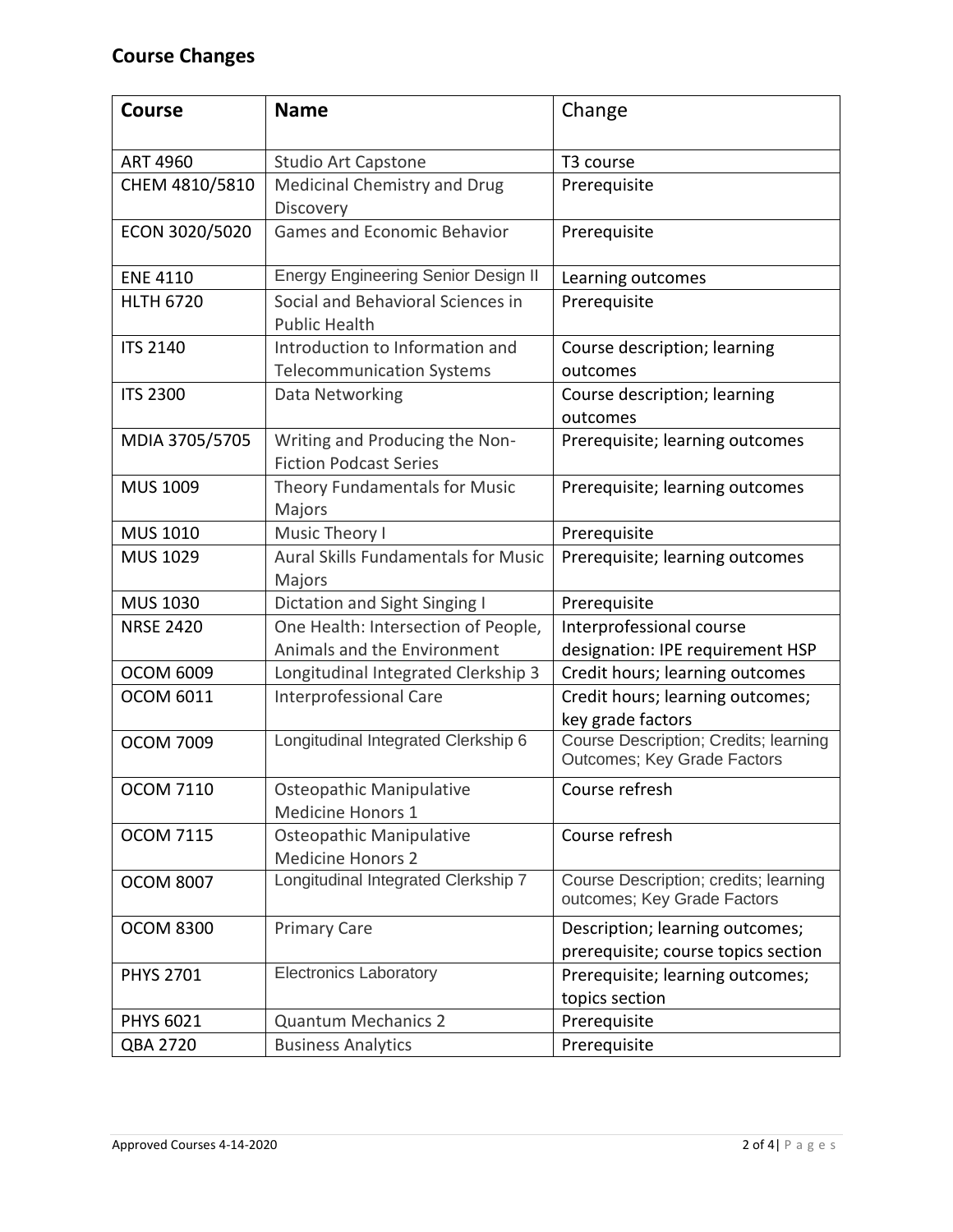## Course Changes

| Course | Name | Change |
|---|---|---|
| ART 4960 | Studio Art Capstone | T3 course |
| CHEM 4810/5810 | Medicinal Chemistry and Drug Discovery | Prerequisite |
| ECON 3020/5020 | Games and Economic Behavior | Prerequisite |
| ENE 4110 | Energy Engineering Senior Design II | Learning outcomes |
| HLTH 6720 | Social and Behavioral Sciences in Public Health | Prerequisite |
| ITS 2140 | Introduction to Information and Telecommunication Systems | Course description; learning outcomes |
| ITS 2300 | Data Networking | Course description; learning outcomes |
| MDIA 3705/5705 | Writing and Producing the Non-Fiction Podcast Series | Prerequisite; learning outcomes |
| MUS 1009 | Theory Fundamentals for Music Majors | Prerequisite; learning outcomes |
| MUS 1010 | Music Theory I | Prerequisite |
| MUS 1029 | Aural Skills Fundamentals for Music Majors | Prerequisite; learning outcomes |
| MUS 1030 | Dictation and Sight Singing I | Prerequisite |
| NRSE 2420 | One Health: Intersection of People, Animals and the Environment | Interprofessional course designation: IPE requirement HSP |
| OCOM 6009 | Longitudinal Integrated Clerkship 3 | Credit hours; learning outcomes |
| OCOM 6011 | Interprofessional Care | Credit hours; learning outcomes; key grade factors |
| OCOM 7009 | Longitudinal Integrated Clerkship 6 | Course Description; Credits; learning Outcomes; Key Grade Factors |
| OCOM 7110 | Osteopathic Manipulative Medicine Honors 1 | Course refresh |
| OCOM 7115 | Osteopathic Manipulative Medicine Honors 2 | Course refresh |
| OCOM 8007 | Longitudinal Integrated Clerkship 7 | Course Description; credits; learning outcomes; Key Grade Factors |
| OCOM 8300 | Primary Care | Description; learning outcomes; prerequisite; course topics section |
| PHYS 2701 | Electronics Laboratory | Prerequisite; learning outcomes; topics section |
| PHYS 6021 | Quantum Mechanics 2 | Prerequisite |
| QBA 2720 | Business Analytics | Prerequisite |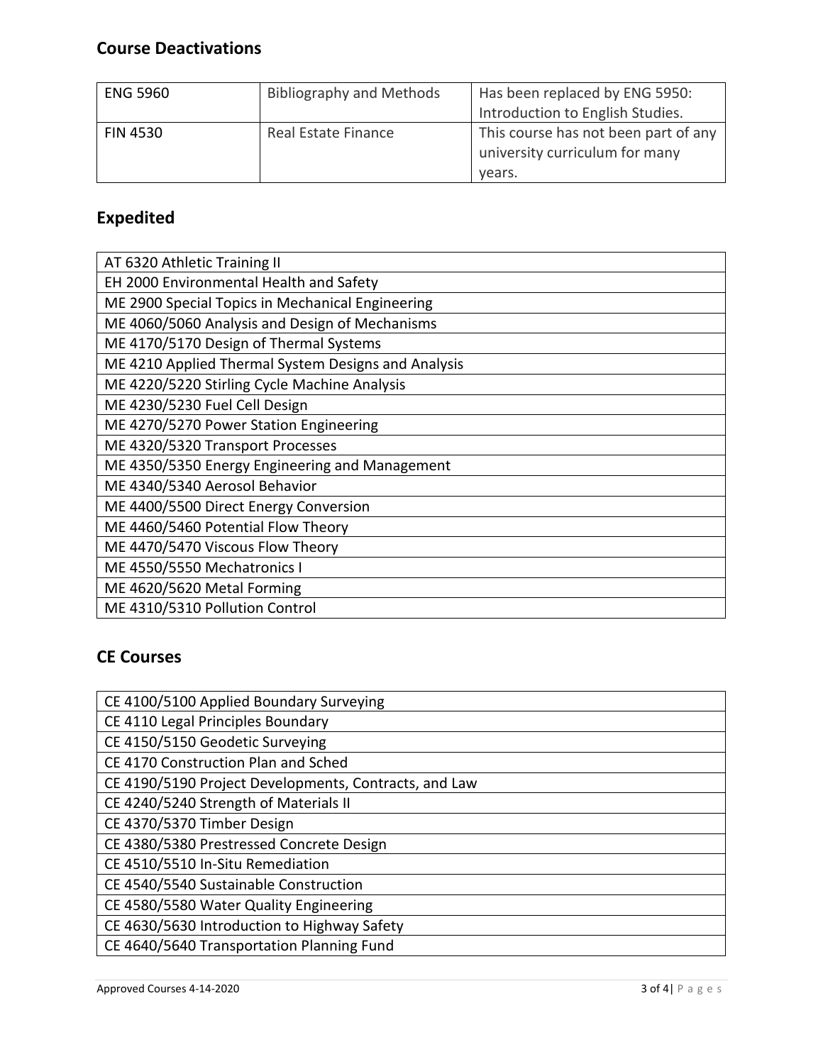## Course Deactivations

| ENG 5960 | Bibliography and Methods | Has been replaced by ENG 5950: Introduction to English Studies. |
|---|---|---|
| FIN 4530 | Real Estate Finance | This course has not been part of any university curriculum for many years. |

## Expedited

| AT 6320 Athletic Training II |
|---|
| EH 2000 Environmental Health and Safety |
| ME 2900 Special Topics in Mechanical Engineering |
| ME 4060/5060 Analysis and Design of Mechanisms |
| ME 4170/5170 Design of Thermal Systems |
| ME 4210 Applied Thermal System Designs and Analysis |
| ME 4220/5220 Stirling Cycle Machine Analysis |
| ME 4230/5230 Fuel Cell Design |
| ME 4270/5270 Power Station Engineering |
| ME 4320/5320 Transport Processes |
| ME 4350/5350 Energy Engineering and Management |
| ME 4340/5340 Aerosol Behavior |
| ME 4400/5500 Direct Energy Conversion |
| ME 4460/5460 Potential Flow Theory |
| ME 4470/5470 Viscous Flow Theory |
| ME 4550/5550 Mechatronics I |
| ME 4620/5620 Metal Forming |
| ME 4310/5310 Pollution Control |

## CE Courses

| CE 4100/5100 Applied Boundary Surveying |
|---|
| CE 4110 Legal Principles Boundary |
| CE 4150/5150 Geodetic Surveying |
| CE 4170 Construction Plan and Sched |
| CE 4190/5190 Project Developments, Contracts, and Law |
| CE 4240/5240 Strength of Materials II |
| CE 4370/5370 Timber Design |
| CE 4380/5380 Prestressed Concrete Design |
| CE 4510/5510 In-Situ Remediation |
| CE 4540/5540 Sustainable Construction |
| CE 4580/5580 Water Quality Engineering |
| CE 4630/5630 Introduction to Highway Safety |
| CE 4640/5640 Transportation Planning Fund |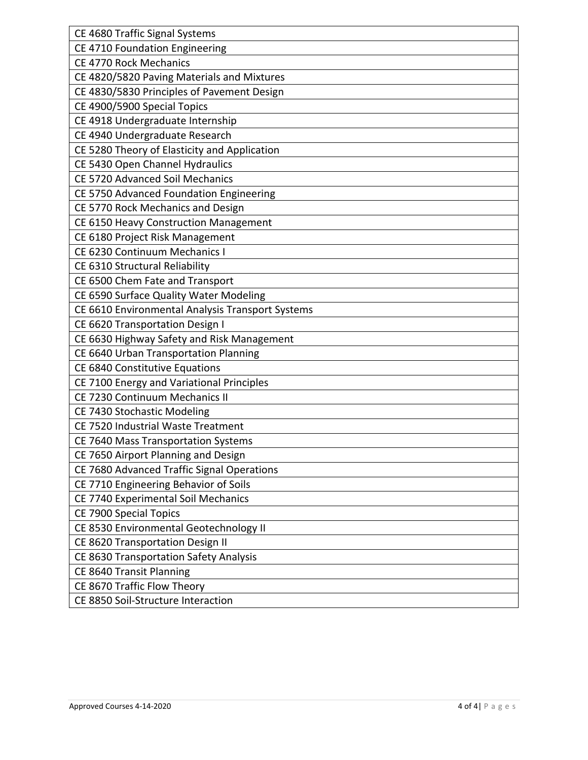| |
|---|
| CE 4680 Traffic Signal Systems |
| CE 4710 Foundation Engineering |
| CE 4770 Rock Mechanics |
| CE 4820/5820 Paving Materials and Mixtures |
| CE 4830/5830 Principles of Pavement Design |
| CE 4900/5900 Special Topics |
| CE 4918 Undergraduate Internship |
| CE 4940 Undergraduate Research |
| CE 5280 Theory of Elasticity and Application |
| CE 5430 Open Channel Hydraulics |
| CE 5720 Advanced Soil Mechanics |
| CE 5750 Advanced Foundation Engineering |
| CE 5770 Rock Mechanics and Design |
| CE 6150 Heavy Construction Management |
| CE 6180 Project Risk Management |
| CE 6230 Continuum Mechanics I |
| CE 6310 Structural Reliability |
| CE 6500 Chem Fate and Transport |
| CE 6590 Surface Quality Water Modeling |
| CE 6610 Environmental Analysis Transport Systems |
| CE 6620 Transportation Design I |
| CE 6630 Highway Safety and Risk Management |
| CE 6640 Urban Transportation Planning |
| CE 6840 Constitutive Equations |
| CE 7100 Energy and Variational Principles |
| CE 7230 Continuum Mechanics II |
| CE 7430 Stochastic Modeling |
| CE 7520 Industrial Waste Treatment |
| CE 7640 Mass Transportation Systems |
| CE 7650 Airport Planning and Design |
| CE 7680 Advanced Traffic Signal Operations |
| CE 7710 Engineering Behavior of Soils |
| CE 7740 Experimental Soil Mechanics |
| CE 7900 Special Topics |
| CE 8530 Environmental Geotechnology II |
| CE 8620 Transportation Design II |
| CE 8630 Transportation Safety Analysis |
| CE 8640 Transit Planning |
| CE 8670 Traffic Flow Theory |
| CE 8850 Soil-Structure Interaction |